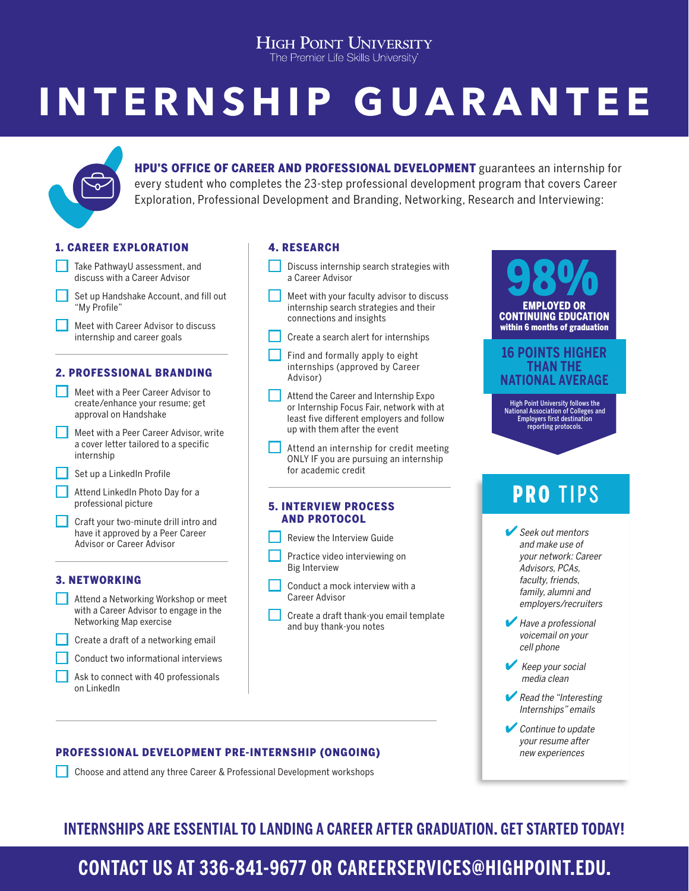High Point University
The Premier Life Skills University

# INTERNSHIP GUARANTEE

**HPU'S OFFICE OF CAREER AND PROFESSIONAL DEVELOPMENT** guarantees an internship for every student who completes the 23-step professional development program that covers Career Exploration, Professional Development and Branding, Networking, Research and Interviewing:

### 1. CAREER EXPLORATION

- [ ] Take PathwayU assessment, and discuss with a Career Advisor
- [ ] Set up Handshake Account, and fill out "My Profile"
- [ ] Meet with Career Advisor to discuss internship and career goals

### 2. PROFESSIONAL BRANDING

- [ ] Meet with a Peer Career Advisor to create/enhance your resume; get approval on Handshake
- [ ] Meet with a Peer Career Advisor, write a cover letter tailored to a specific internship
- [ ] Set up a LinkedIn Profile
- [ ] Attend LinkedIn Photo Day for a professional picture
- [ ] Craft your two-minute drill intro and have it approved by a Peer Career Advisor or Career Advisor

### 3. NETWORKING

- [ ] Attend a Networking Workshop or meet with a Career Advisor to engage in the Networking Map exercise
- [ ] Create a draft of a networking email
- [ ] Conduct two informational interviews
- [ ] Ask to connect with 40 professionals on LinkedIn

### 4. RESEARCH

- [ ] Discuss internship search strategies with a Career Advisor
- [ ] Meet with your faculty advisor to discuss internship search strategies and their connections and insights
- [ ] Create a search alert for internships
- [ ] Find and formally apply to eight internships (approved by Career Advisor)
- [ ] Attend the Career and Internship Expo or Internship Focus Fair, network with at least five different employers and follow up with them after the event
- [ ] Attend an internship for credit meeting ONLY IF you are pursuing an internship for academic credit

### 5. INTERVIEW PROCESS AND PROTOCOL

- [ ] Review the Interview Guide
- [ ] Practice video interviewing on Big Interview
- [ ] Conduct a mock interview with a Career Advisor
- [ ] Create a draft thank-you email template and buy thank-you notes

### PROFESSIONAL DEVELOPMENT PRE-INTERNSHIP (ONGOING)

- [ ] Choose and attend any three Career & Professional Development workshops

**98%**
**EMPLOYED OR CONTINUING EDUCATION**
**within 6 months of graduation**

**16 POINTS HIGHER THAN THE NATIONAL AVERAGE**

High Point University follows the National Association of Colleges and Employers first destination reporting protocols.

## PRO TIPS

- ✔ *Seek out mentors and make use of your network: Career Advisors, PCAs, faculty, friends, family, alumni and employers/recruiters*
- ✔ *Have a professional voicemail on your cell phone*
- ✔ *Keep your social media clean*
- ✔ *Read the "Interesting Internships" emails*
- ✔ *Continue to update your resume after new experiences*

**INTERNSHIPS ARE ESSENTIAL TO LANDING A CAREER AFTER GRADUATION. GET STARTED TODAY!**

**CONTACT US AT 336-841-9677 OR CAREERSERVICES@HIGHPOINT.EDU.**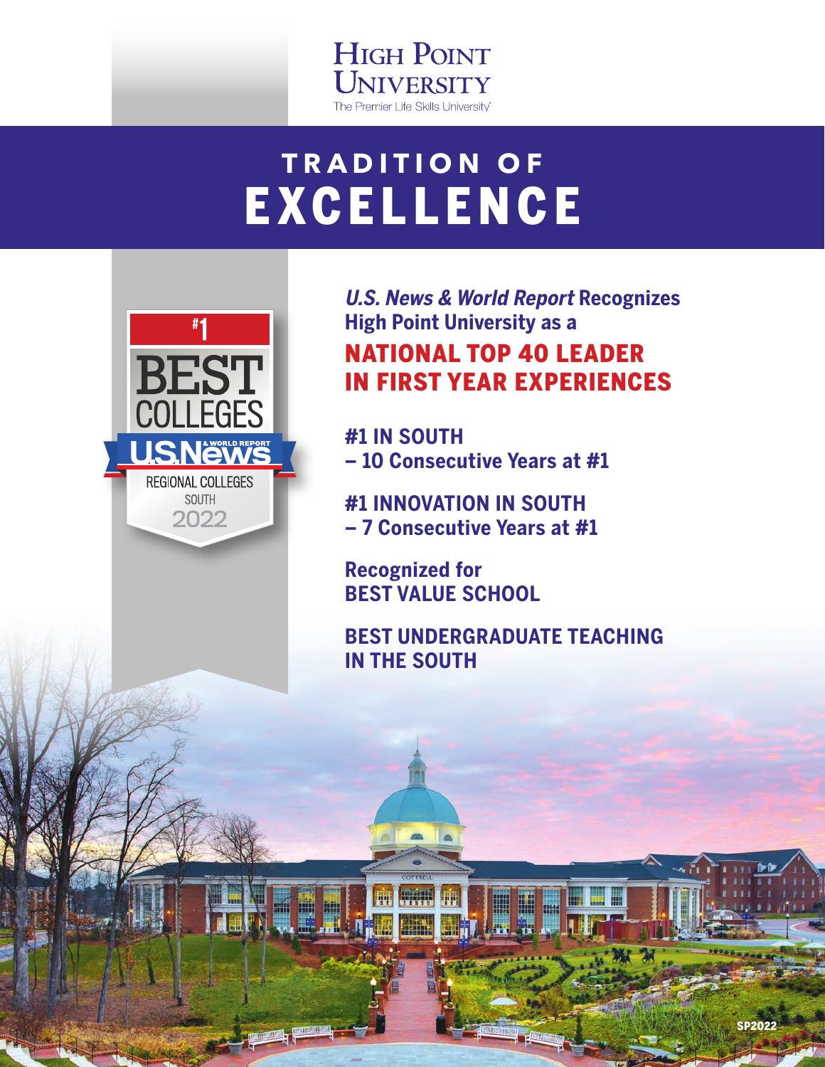**HIGH POINT UNIVERSITY**
The Premier Life Skills University

# TRADITION OF EXCELLENCE

#1 BEST COLLEGES U.S.News & WORLD REPORT REGIONAL COLLEGES SOUTH 2022

***U.S. News & World Report* Recognizes High Point University as a**

## NATIONAL TOP 40 LEADER IN FIRST YEAR EXPERIENCES

**#1 IN SOUTH**
**– 10 Consecutive Years at #1**

**#1 INNOVATION IN SOUTH**
**– 7 Consecutive Years at #1**

**Recognized for**
**BEST VALUE SCHOOL**

**BEST UNDERGRADUATE TEACHING IN THE SOUTH**

SP2022